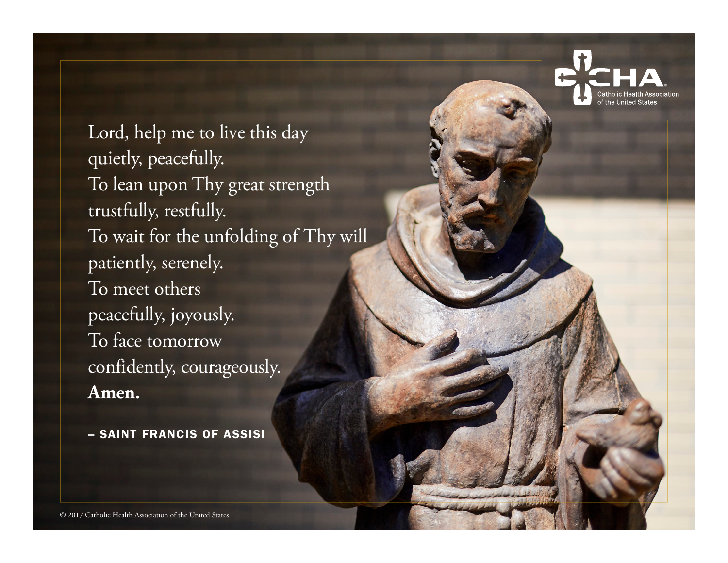CHA
Catholic Health Association
of the United States

Lord, help me to live this day
quietly, peacefully.
To lean upon Thy great strength
trustfully, restfully.
To wait for the unfolding of Thy will
patiently, serenely.
To meet others
peacefully, joyously.
To face tomorrow
confidently, courageously.
**Amen.**

– SAINT FRANCIS OF ASSISI

© 2017 Catholic Health Association of the United States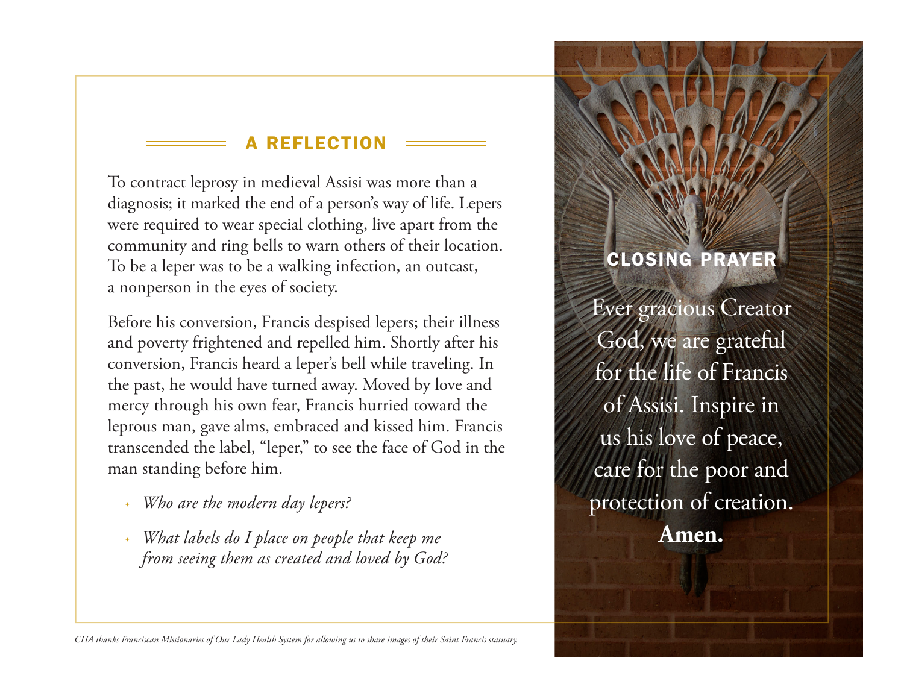## A REFLECTION

To contract leprosy in medieval Assisi was more than a diagnosis; it marked the end of a person's way of life. Lepers were required to wear special clothing, live apart from the community and ring bells to warn others of their location. To be a leper was to be a walking infection, an outcast, a nonperson in the eyes of society.

Before his conversion, Francis despised lepers; their illness and poverty frightened and repelled him. Shortly after his conversion, Francis heard a leper's bell while traveling. In the past, he would have turned away. Moved by love and mercy through his own fear, Francis hurried toward the leprous man, gave alms, embraced and kissed him. Francis transcended the label, "leper," to see the face of God in the man standing before him.

- *Who are the modern day lepers?*
- *What labels do I place on people that keep me from seeing them as created and loved by God?*

## CLOSING PRAYER

Ever gracious Creator God, we are grateful for the life of Francis of Assisi. Inspire in us his love of peace, care for the poor and protection of creation. **Amen.**

*CHA thanks Franciscan Missionaries of Our Lady Health System for allowing us to share images of their Saint Francis statuary.*